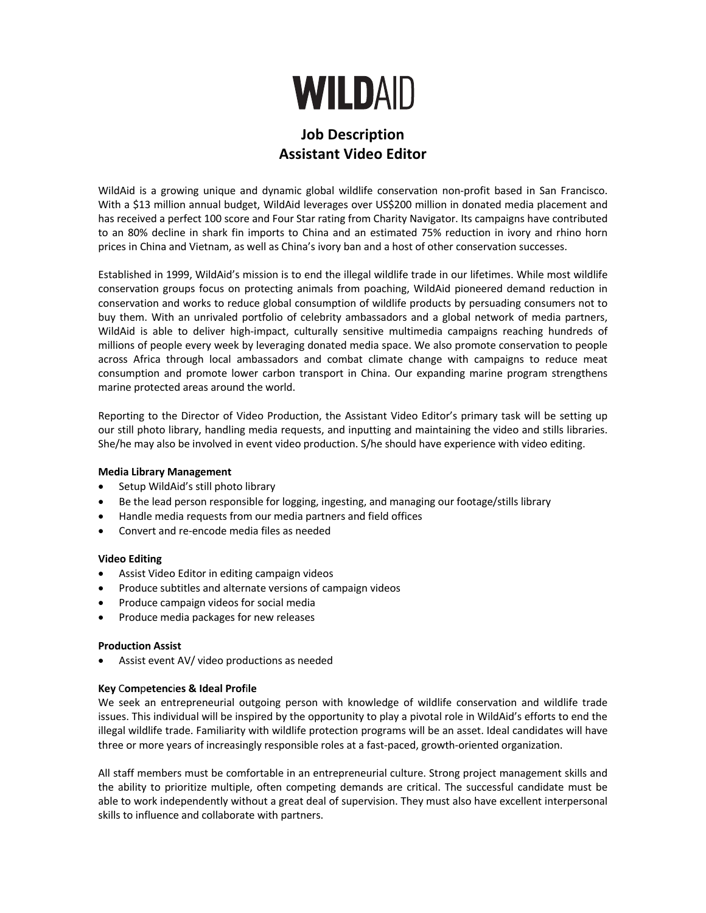# WILDAID

## Job Description
## Assistant Video Editor

WildAid is a growing unique and dynamic global wildlife conservation non-profit based in San Francisco. With a $13 million annual budget, WildAid leverages over US$200 million in donated media placement and has received a perfect 100 score and Four Star rating from Charity Navigator. Its campaigns have contributed to an 80% decline in shark fin imports to China and an estimated 75% reduction in ivory and rhino horn prices in China and Vietnam, as well as China's ivory ban and a host of other conservation successes.

Established in 1999, WildAid's mission is to end the illegal wildlife trade in our lifetimes. While most wildlife conservation groups focus on protecting animals from poaching, WildAid pioneered demand reduction in conservation and works to reduce global consumption of wildlife products by persuading consumers not to buy them. With an unrivaled portfolio of celebrity ambassadors and a global network of media partners, WildAid is able to deliver high-impact, culturally sensitive multimedia campaigns reaching hundreds of millions of people every week by leveraging donated media space. We also promote conservation to people across Africa through local ambassadors and combat climate change with campaigns to reduce meat consumption and promote lower carbon transport in China. Our expanding marine program strengthens marine protected areas around the world.

Reporting to the Director of Video Production, the Assistant Video Editor's primary task will be setting up our still photo library, handling media requests, and inputting and maintaining the video and stills libraries. She/he may also be involved in event video production. S/he should have experience with video editing.

**Media Library Management**

- Setup WildAid's still photo library
- Be the lead person responsible for logging, ingesting, and managing our footage/stills library
- Handle media requests from our media partners and field offices
- Convert and re-encode media files as needed

**Video Editing**

- Assist Video Editor in editing campaign videos
- Produce subtitles and alternate versions of campaign videos
- Produce campaign videos for social media
- Produce media packages for new releases

**Production Assist**

- Assist event AV/ video productions as needed

**Key Competencies & Ideal Profile**

We seek an entrepreneurial outgoing person with knowledge of wildlife conservation and wildlife trade issues. This individual will be inspired by the opportunity to play a pivotal role in WildAid's efforts to end the illegal wildlife trade. Familiarity with wildlife protection programs will be an asset. Ideal candidates will have three or more years of increasingly responsible roles at a fast-paced, growth-oriented organization.

All staff members must be comfortable in an entrepreneurial culture. Strong project management skills and the ability to prioritize multiple, often competing demands are critical. The successful candidate must be able to work independently without a great deal of supervision. They must also have excellent interpersonal skills to influence and collaborate with partners.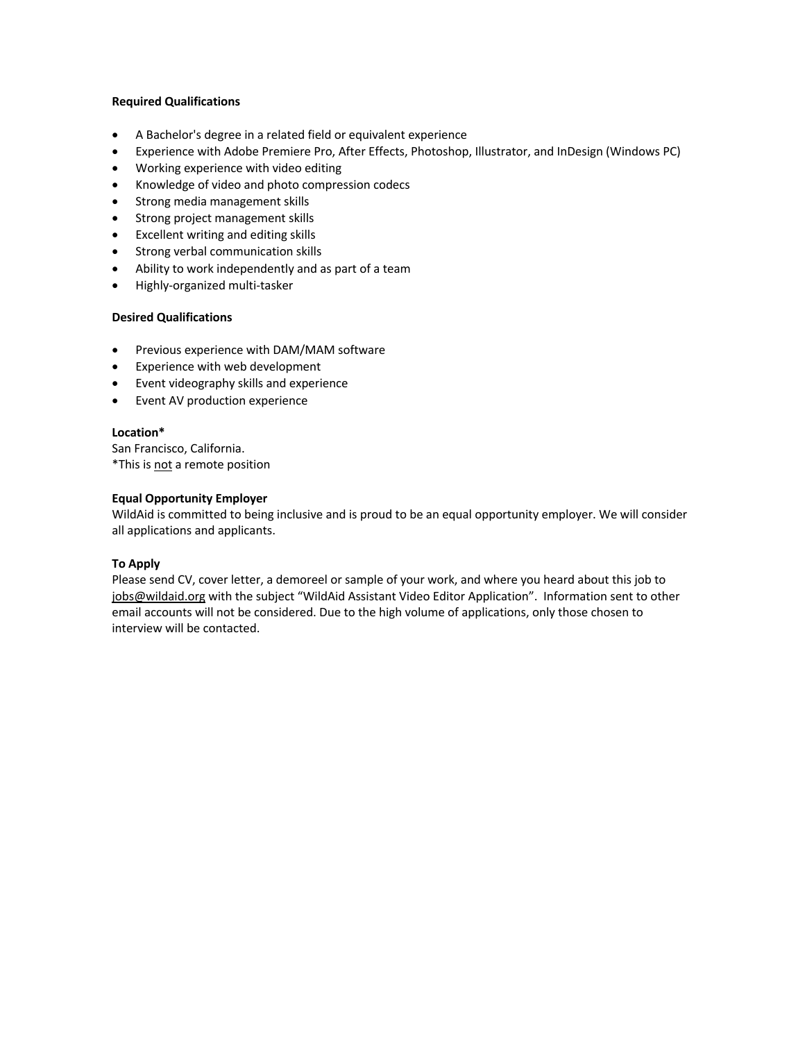**Required Qualifications**

- A Bachelor's degree in a related field or equivalent experience
- Experience with Adobe Premiere Pro, After Effects, Photoshop, Illustrator, and InDesign (Windows PC)
- Working experience with video editing
- Knowledge of video and photo compression codecs
- Strong media management skills
- Strong project management skills
- Excellent writing and editing skills
- Strong verbal communication skills
- Ability to work independently and as part of a team
- Highly-organized multi-tasker

**Desired Qualifications**

- Previous experience with DAM/MAM software
- Experience with web development
- Event videography skills and experience
- Event AV production experience

**Location***
San Francisco, California.
*This is not a remote position

**Equal Opportunity Employer**
WildAid is committed to being inclusive and is proud to be an equal opportunity employer. We will consider all applications and applicants.

**To Apply**
Please send CV, cover letter, a demoreel or sample of your work, and where you heard about this job to jobs@wildaid.org with the subject "WildAid Assistant Video Editor Application". Information sent to other email accounts will not be considered. Due to the high volume of applications, only those chosen to interview will be contacted.